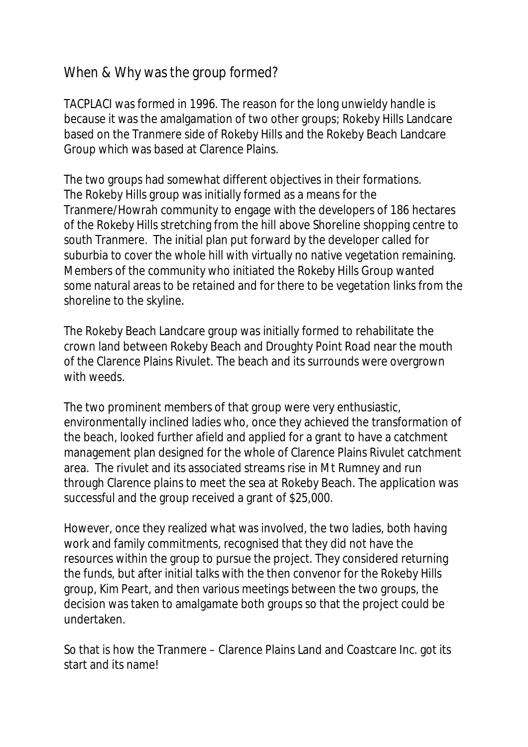## When & Why was the group formed?

TACPLACI was formed in 1996. The reason for the long unwieldy handle is because it was the amalgamation of two other groups; Rokeby Hills Landcare based on the Tranmere side of Rokeby Hills and the Rokeby Beach Landcare Group which was based at Clarence Plains.

The two groups had somewhat different objectives in their formations. The Rokeby Hills group was initially formed as a means for the Tranmere/Howrah community to engage with the developers of 186 hectares of the Rokeby Hills stretching from the hill above Shoreline shopping centre to south Tranmere. The initial plan put forward by the developer called for suburbia to cover the whole hill with virtually no native vegetation remaining. Members of the community who initiated the Rokeby Hills Group wanted some natural areas to be retained and for there to be vegetation links from the shoreline to the skyline.

The Rokeby Beach Landcare group was initially formed to rehabilitate the crown land between Rokeby Beach and Droughty Point Road near the mouth of the Clarence Plains Rivulet. The beach and its surrounds were overgrown with weeds.

The two prominent members of that group were very enthusiastic, environmentally inclined ladies who, once they achieved the transformation of the beach, looked further afield and applied for a grant to have a catchment management plan designed for the whole of Clarence Plains Rivulet catchment area. The rivulet and its associated streams rise in Mt Rumney and run through Clarence plains to meet the sea at Rokeby Beach. The application was successful and the group received a grant of $25,000.

However, once they realized what was involved, the two ladies, both having work and family commitments, recognised that they did not have the resources within the group to pursue the project. They considered returning the funds, but after initial talks with the then convenor for the Rokeby Hills group, Kim Peart, and then various meetings between the two groups, the decision was taken to amalgamate both groups so that the project could be undertaken.

So that is how the Tranmere – Clarence Plains Land and Coastcare Inc. got its start and its name!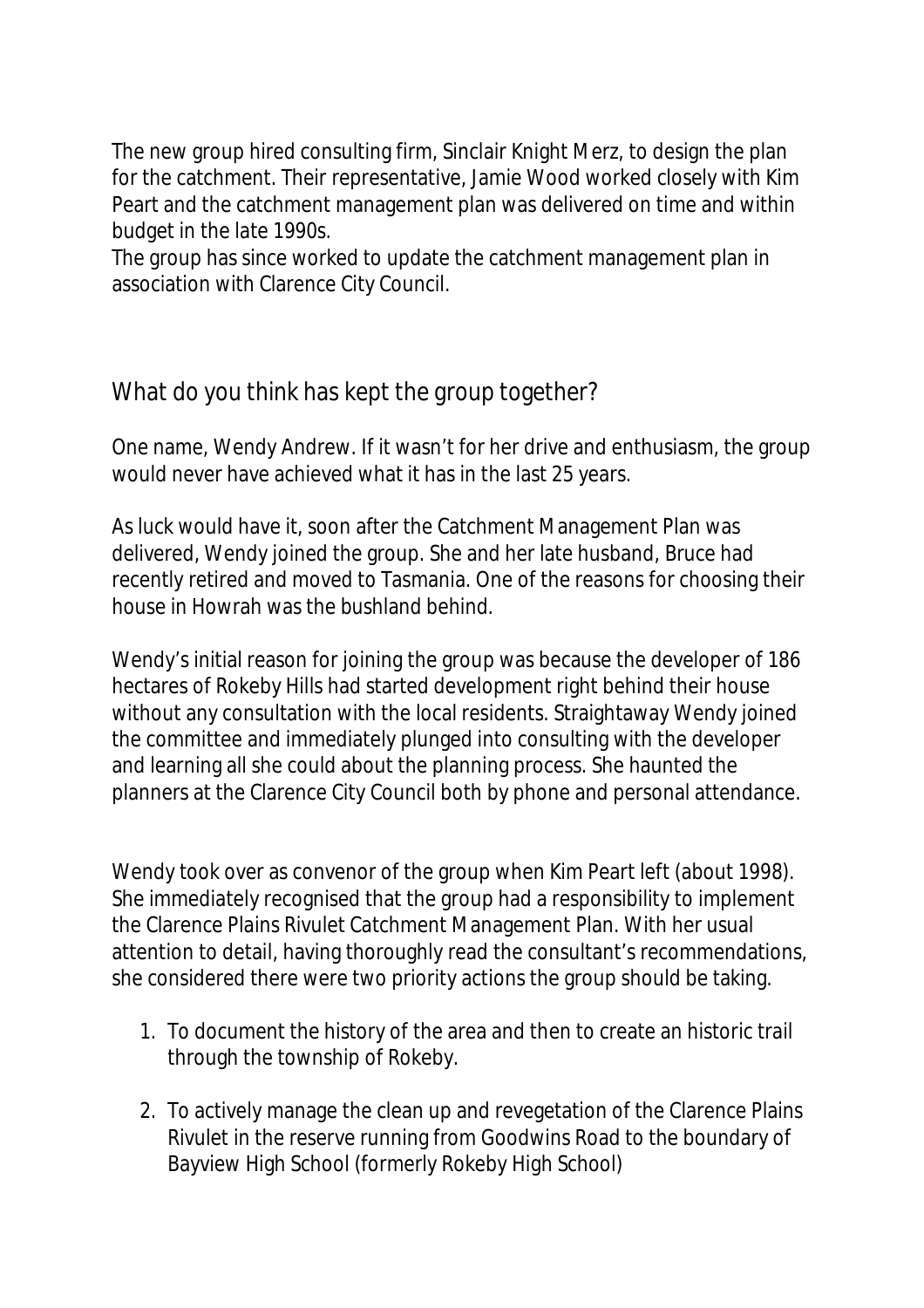The new group hired consulting firm, Sinclair Knight Merz, to design the plan for the catchment. Their representative, Jamie Wood worked closely with Kim Peart and the catchment management plan was delivered on time and within budget in the late 1990s.
The group has since worked to update the catchment management plan in association with Clarence City Council.

## What do you think has kept the group together?

One name, Wendy Andrew. If it wasn't for her drive and enthusiasm, the group would never have achieved what it has in the last 25 years.

As luck would have it, soon after the Catchment Management Plan was delivered, Wendy joined the group. She and her late husband, Bruce had recently retired and moved to Tasmania. One of the reasons for choosing their house in Howrah was the bushland behind.

Wendy's initial reason for joining the group was because the developer of 186 hectares of Rokeby Hills had started development right behind their house without any consultation with the local residents. Straightaway Wendy joined the committee and immediately plunged into consulting with the developer and learning all she could about the planning process. She haunted the planners at the Clarence City Council both by phone and personal attendance.

Wendy took over as convenor of the group when Kim Peart left (about 1998). She immediately recognised that the group had a responsibility to implement the Clarence Plains Rivulet Catchment Management Plan. With her usual attention to detail, having thoroughly read the consultant's recommendations, she considered there were two priority actions the group should be taking.

1. To document the history of the area and then to create an historic trail through the township of Rokeby.

2. To actively manage the clean up and revegetation of the Clarence Plains Rivulet in the reserve running from Goodwins Road to the boundary of Bayview High School (formerly Rokeby High School)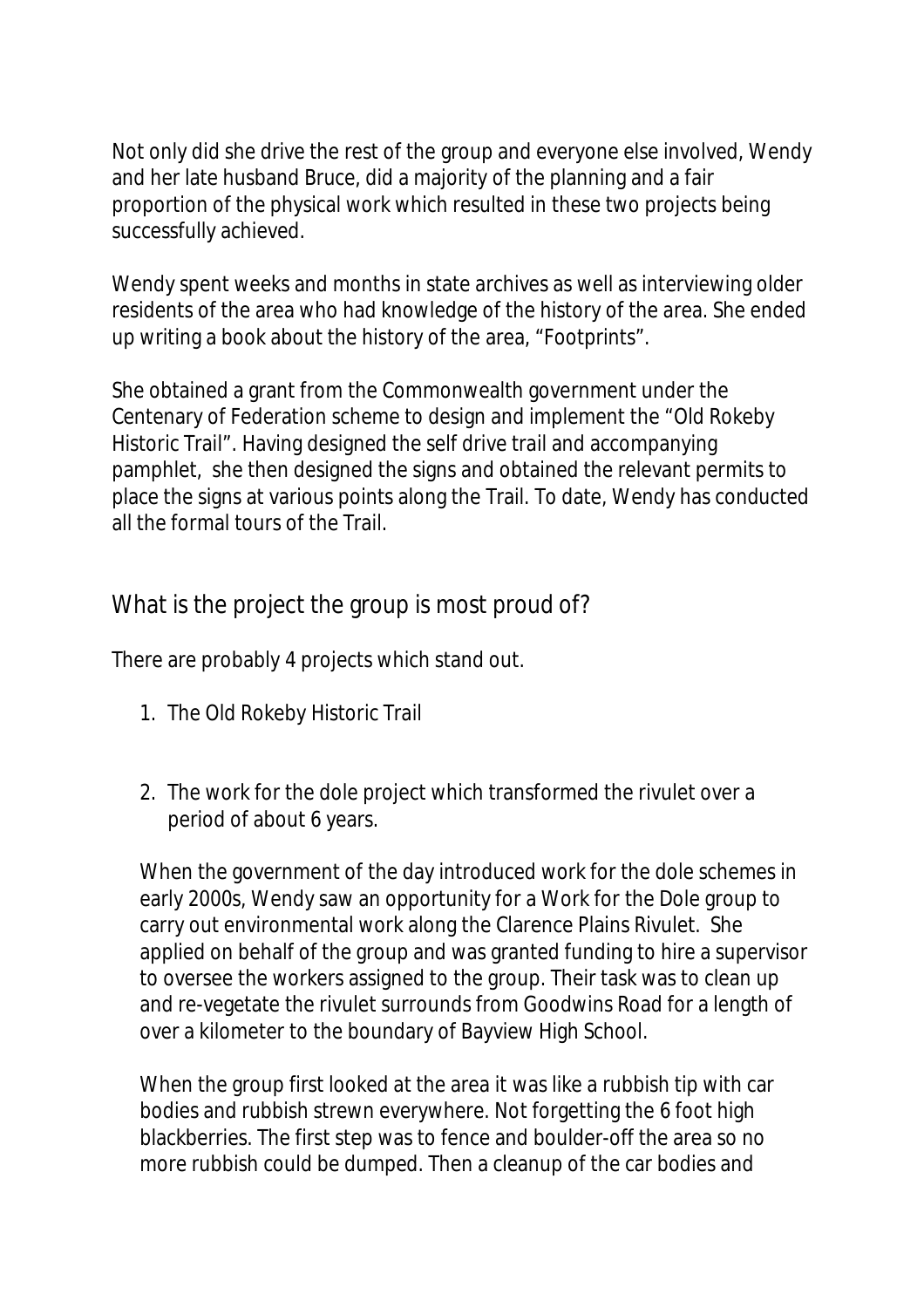Not only did she drive the rest of the group and everyone else involved, Wendy and her late husband Bruce, did a majority of the planning and a fair proportion of the physical work which resulted in these two projects being successfully achieved.

Wendy spent weeks and months in state archives as well as interviewing older residents of the area who had knowledge of the history of the area. She ended up writing a book about the history of the area, “Footprints”.

She obtained a grant from the Commonwealth government under the Centenary of Federation scheme to design and implement the “Old Rokeby Historic Trail”. Having designed the self drive trail and accompanying pamphlet, she then designed the signs and obtained the relevant permits to place the signs at various points along the Trail. To date, Wendy has conducted all the formal tours of the Trail.

## What is the project the group is most proud of?

There are probably 4 projects which stand out.

1. The Old Rokeby Historic Trail

2. The work for the dole project which transformed the rivulet over a period of about 6 years.

   When the government of the day introduced work for the dole schemes in early 2000s, Wendy saw an opportunity for a Work for the Dole group to carry out environmental work along the Clarence Plains Rivulet. She applied on behalf of the group and was granted funding to hire a supervisor to oversee the workers assigned to the group. Their task was to clean up and re-vegetate the rivulet surrounds from Goodwins Road for a length of over a kilometer to the boundary of Bayview High School.

   When the group first looked at the area it was like a rubbish tip with car bodies and rubbish strewn everywhere. Not forgetting the 6 foot high blackberries. The first step was to fence and boulder-off the area so no more rubbish could be dumped. Then a cleanup of the car bodies and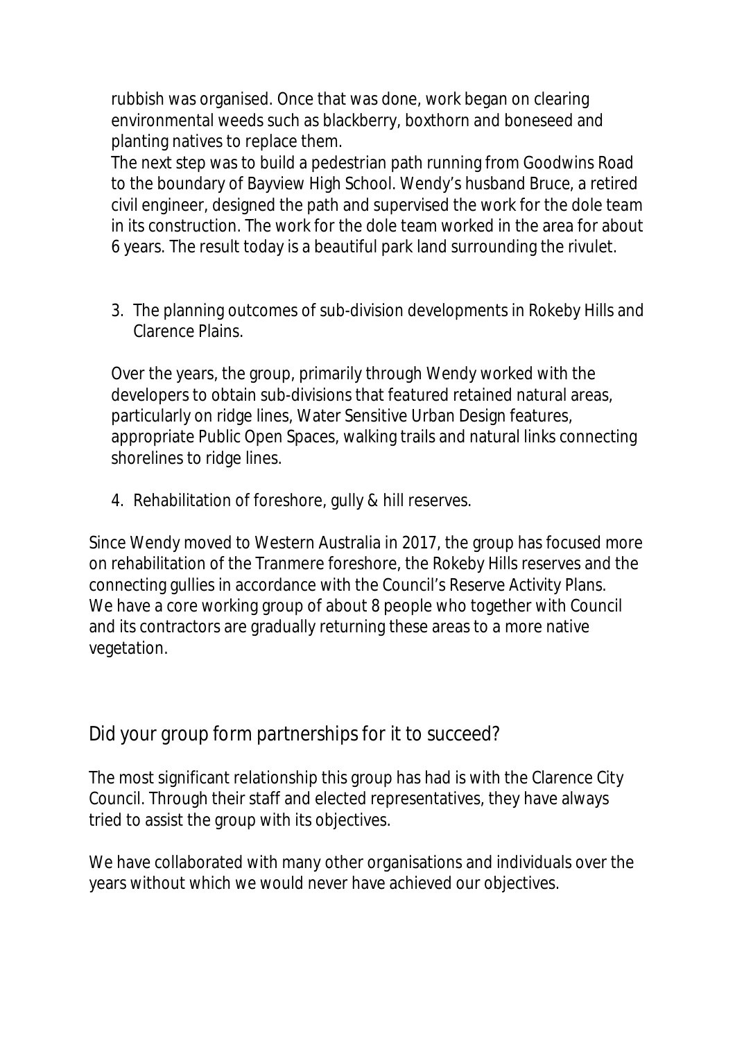rubbish was organised. Once that was done, work began on clearing environmental weeds such as blackberry, boxthorn and boneseed and planting natives to replace them.

The next step was to build a pedestrian path running from Goodwins Road to the boundary of Bayview High School. Wendy's husband Bruce, a retired civil engineer, designed the path and supervised the work for the dole team in its construction. The work for the dole team worked in the area for about 6 years. The result today is a beautiful park land surrounding the rivulet.

3. The planning outcomes of sub-division developments in Rokeby Hills and Clarence Plains.

Over the years, the group, primarily through Wendy worked with the developers to obtain sub-divisions that featured retained natural areas, particularly on ridge lines, Water Sensitive Urban Design features, appropriate Public Open Spaces, walking trails and natural links connecting shorelines to ridge lines.

4. Rehabilitation of foreshore, gully & hill reserves.

Since Wendy moved to Western Australia in 2017, the group has focused more on rehabilitation of the Tranmere foreshore, the Rokeby Hills reserves and the connecting gullies in accordance with the Council's Reserve Activity Plans. We have a core working group of about 8 people who together with Council and its contractors are gradually returning these areas to a more native vegetation.

## Did your group form partnerships for it to succeed?

The most significant relationship this group has had is with the Clarence City Council. Through their staff and elected representatives, they have always tried to assist the group with its objectives.

We have collaborated with many other organisations and individuals over the years without which we would never have achieved our objectives.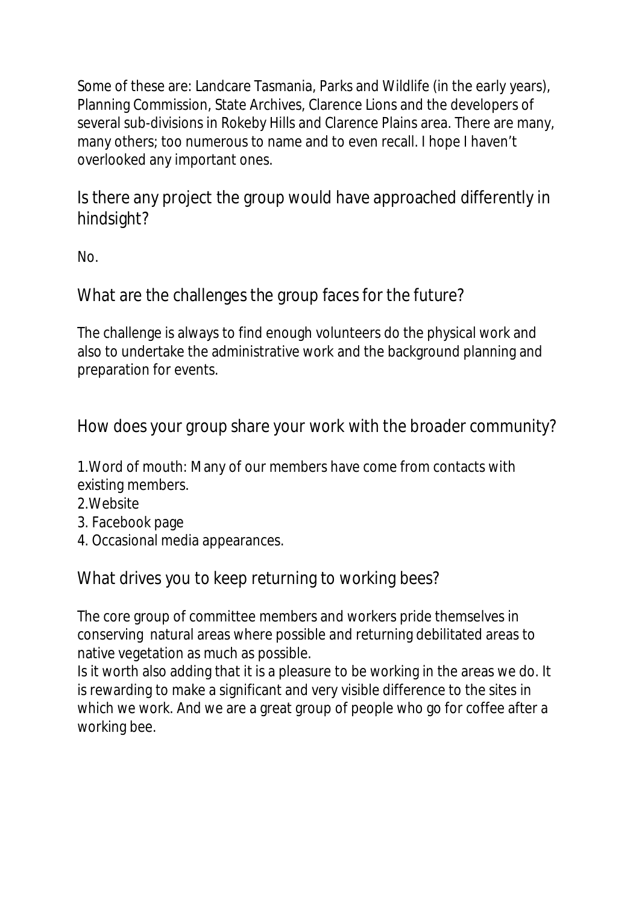Some of these are: Landcare Tasmania, Parks and Wildlife (in the early years), Planning Commission, State Archives, Clarence Lions and the developers of several sub-divisions in Rokeby Hills and Clarence Plains area. There are many, many others; too numerous to name and to even recall. I hope I haven't overlooked any important ones.

## Is there any project the group would have approached differently in hindsight?

No.

## What are the challenges the group faces for the future?

The challenge is always to find enough volunteers do the physical work and also to undertake the administrative work and the background planning and preparation for events.

## How does your group share your work with the broader community?

1.Word of mouth: Many of our members have come from contacts with existing members.
2.Website
3. Facebook page
4. Occasional media appearances.

## What drives you to keep returning to working bees?

The core group of committee members and workers pride themselves in conserving natural areas where possible and returning debilitated areas to native vegetation as much as possible.
Is it worth also adding that it is a pleasure to be working in the areas we do. It is rewarding to make a significant and very visible difference to the sites in which we work. And we are a great group of people who go for coffee after a working bee.